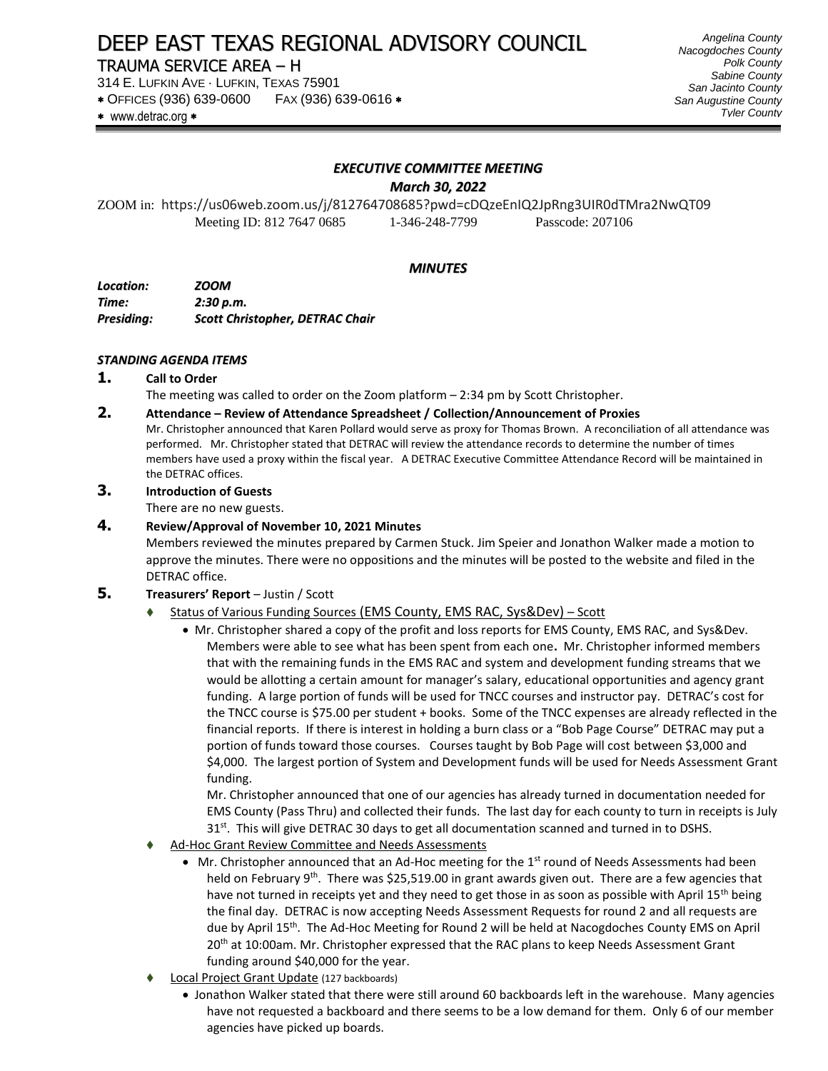# DEEP EAST TEXAS REGIONAL ADVISORY COUNCIL

TRAUMA SERVICE AREA – H

314 E. LUFKIN AVE · LUFKIN, TEXAS 75901

* OFFICES (936) 639-0600 FAX (936) 639-0616 *

* www.detrac.org *

*Angelina County*
*Nacogdoches County*
*Polk County*
*Sabine County*
*San Jacinto County*
*San Augustine County*
*Tyler County*

## *EXECUTIVE COMMITTEE MEETING*

### *March 30, 2022*

ZOOM in: https://us06web.zoom.us/j/81276470868​5?pwd=cDQzeEnIQ2JpRng3UlR0dTMra2NwQT09

Meeting ID: 812 7647 0685 1-346-248-7799 Passcode: 207106

## *MINUTES*

***Location:*** ***ZOOM***
***Time:*** ***2:30 p.m.***
***Presiding:*** ***Scott Christopher, DETRAC Chair***

### *STANDING AGENDA ITEMS*

**1. Call to Order**

The meeting was called to order on the Zoom platform – 2:34 pm by Scott Christopher.

**2. Attendance – Review of Attendance Spreadsheet / Collection/Announcement of Proxies**

Mr. Christopher announced that Karen Pollard would serve as proxy for Thomas Brown. A reconciliation of all attendance was performed. Mr. Christopher stated that DETRAC will review the attendance records to determine the number of times members have used a proxy within the fiscal year. A DETRAC Executive Committee Attendance Record will be maintained in the DETRAC offices.

**3. Introduction of Guests**

There are no new guests.

**4. Review/Approval of November 10, 2021 Minutes**

Members reviewed the minutes prepared by Carmen Stuck. Jim Speier and Jonathon Walker made a motion to approve the minutes. There were no oppositions and the minutes will be posted to the website and filed in the DETRAC office.

**5. Treasurers' Report** – Justin / Scott

- Status of Various Funding Sources (EMS County, EMS RAC, Sys&Dev) – Scott
  - Mr. Christopher shared a copy of the profit and loss reports for EMS County, EMS RAC, and Sys&Dev. Members were able to see what has been spent from each one**.** Mr. Christopher informed members that with the remaining funds in the EMS RAC and system and development funding streams that we would be allotting a certain amount for manager's salary, educational opportunities and agency grant funding. A large portion of funds will be used for TNCC courses and instructor pay. DETRAC's cost for the TNCC course is $75.00 per student + books. Some of the TNCC expenses are already reflected in the financial reports. If there is interest in holding a burn class or a "Bob Page Course" DETRAC may put a portion of funds toward those courses. Courses taught by Bob Page will cost between $3,000 and $4,000. The largest portion of System and Development funds will be used for Needs Assessment Grant funding.

    Mr. Christopher announced that one of our agencies has already turned in documentation needed for EMS County (Pass Thru) and collected their funds. The last day for each county to turn in receipts is July 31st. This will give DETRAC 30 days to get all documentation scanned and turned in to DSHS.
- Ad-Hoc Grant Review Committee and Needs Assessments
  - Mr. Christopher announced that an Ad-Hoc meeting for the 1st round of Needs Assessments had been held on February 9th. There was $25,519.00 in grant awards given out. There are a few agencies that have not turned in receipts yet and they need to get those in as soon as possible with April 15th being the final day. DETRAC is now accepting Needs Assessment Requests for round 2 and all requests are due by April 15th. The Ad-Hoc Meeting for Round 2 will be held at Nacogdoches County EMS on April 20th at 10:00am. Mr. Christopher expressed that the RAC plans to keep Needs Assessment Grant funding around $40,000 for the year.
- Local Project Grant Update (127 backboards)
  - Jonathon Walker stated that there were still around 60 backboards left in the warehouse. Many agencies have not requested a backboard and there seems to be a low demand for them. Only 6 of our member agencies have picked up boards.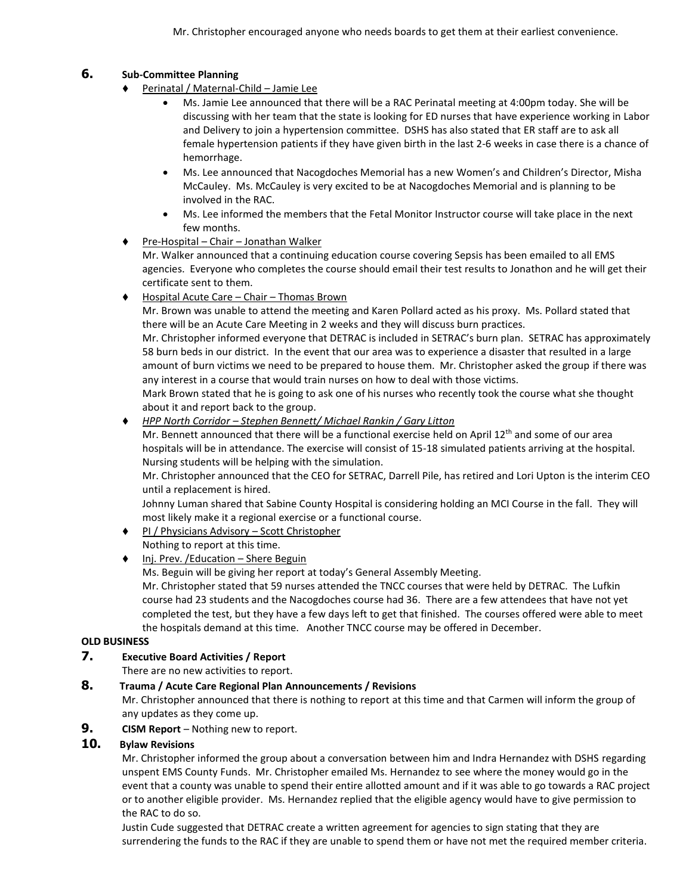Mr. Christopher encouraged anyone who needs boards to get them at their earliest convenience.

**6. Sub-Committee Planning**

- Perinatal / Maternal-Child – Jamie Lee
  - Ms. Jamie Lee announced that there will be a RAC Perinatal meeting at 4:00pm today. She will be discussing with her team that the state is looking for ED nurses that have experience working in Labor and Delivery to join a hypertension committee. DSHS has also stated that ER staff are to ask all female hypertension patients if they have given birth in the last 2-6 weeks in case there is a chance of hemorrhage.
  - Ms. Lee announced that Nacogdoches Memorial has a new Women's and Children's Director, Misha McCauley. Ms. McCauley is very excited to be at Nacogdoches Memorial and is planning to be involved in the RAC.
  - Ms. Lee informed the members that the Fetal Monitor Instructor course will take place in the next few months.
- Pre-Hospital – Chair – Jonathan Walker

  Mr. Walker announced that a continuing education course covering Sepsis has been emailed to all EMS agencies. Everyone who completes the course should email their test results to Jonathon and he will get their certificate sent to them.
- Hospital Acute Care – Chair – Thomas Brown

  Mr. Brown was unable to attend the meeting and Karen Pollard acted as his proxy. Ms. Pollard stated that there will be an Acute Care Meeting in 2 weeks and they will discuss burn practices.

  Mr. Christopher informed everyone that DETRAC is included in SETRAC's burn plan. SETRAC has approximately 58 burn beds in our district. In the event that our area was to experience a disaster that resulted in a large amount of burn victims we need to be prepared to house them. Mr. Christopher asked the group if there was any interest in a course that would train nurses on how to deal with those victims.

  Mark Brown stated that he is going to ask one of his nurses who recently took the course what she thought about it and report back to the group.
- *HPP North Corridor – Stephen Bennett/ Michael Rankin / Gary Litton*

  Mr. Bennett announced that there will be a functional exercise held on April 12th and some of our area hospitals will be in attendance. The exercise will consist of 15-18 simulated patients arriving at the hospital. Nursing students will be helping with the simulation.

  Mr. Christopher announced that the CEO for SETRAC, Darrell Pile, has retired and Lori Upton is the interim CEO until a replacement is hired.

  Johnny Luman shared that Sabine County Hospital is considering holding an MCI Course in the fall. They will most likely make it a regional exercise or a functional course.
- PI / Physicians Advisory – Scott Christopher

  Nothing to report at this time.
- Inj. Prev. /Education – Shere Beguin

  Ms. Beguin will be giving her report at today's General Assembly Meeting.

  Mr. Christopher stated that 59 nurses attended the TNCC courses that were held by DETRAC. The Lufkin course had 23 students and the Nacogdoches course had 36. There are a few attendees that have not yet completed the test, but they have a few days left to get that finished. The courses offered were able to meet the hospitals demand at this time. Another TNCC course may be offered in December.

**OLD BUSINESS**

**7. Executive Board Activities / Report**

There are no new activities to report.

**8. Trauma / Acute Care Regional Plan Announcements / Revisions**

Mr. Christopher announced that there is nothing to report at this time and that Carmen will inform the group of any updates as they come up.

**9. CISM Report** – Nothing new to report.

**10. Bylaw Revisions**

Mr. Christopher informed the group about a conversation between him and Indra Hernandez with DSHS regarding unspent EMS County Funds. Mr. Christopher emailed Ms. Hernandez to see where the money would go in the event that a county was unable to spend their entire allotted amount and if it was able to go towards a RAC project or to another eligible provider. Ms. Hernandez replied that the eligible agency would have to give permission to the RAC to do so.

Justin Cude suggested that DETRAC create a written agreement for agencies to sign stating that they are surrendering the funds to the RAC if they are unable to spend them or have not met the required member criteria.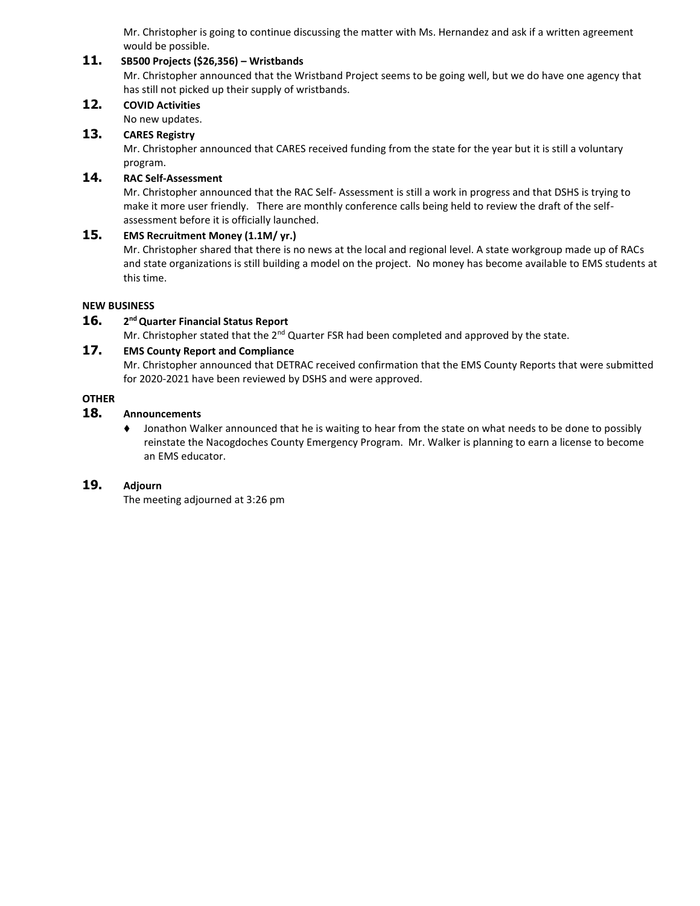Mr. Christopher is going to continue discussing the matter with Ms. Hernandez and ask if a written agreement would be possible.

**11. SB500 Projects ($26,356) – Wristbands**

Mr. Christopher announced that the Wristband Project seems to be going well, but we do have one agency that has still not picked up their supply of wristbands.

**12. COVID Activities**

No new updates.

**13. CARES Registry**

Mr. Christopher announced that CARES received funding from the state for the year but it is still a voluntary program.

**14. RAC Self-Assessment**

Mr. Christopher announced that the RAC Self- Assessment is still a work in progress and that DSHS is trying to make it more user friendly. There are monthly conference calls being held to review the draft of the self-assessment before it is officially launched.

**15. EMS Recruitment Money (1.1M/ yr.)**

Mr. Christopher shared that there is no news at the local and regional level. A state workgroup made up of RACs and state organizations is still building a model on the project. No money has become available to EMS students at this time.

**NEW BUSINESS**

**16. 2nd Quarter Financial Status Report**

Mr. Christopher stated that the 2nd Quarter FSR had been completed and approved by the state.

**17. EMS County Report and Compliance**

Mr. Christopher announced that DETRAC received confirmation that the EMS County Reports that were submitted for 2020-2021 have been reviewed by DSHS and were approved.

**OTHER**

**18. Announcements**

- Jonathon Walker announced that he is waiting to hear from the state on what needs to be done to possibly reinstate the Nacogdoches County Emergency Program. Mr. Walker is planning to earn a license to become an EMS educator.

**19. Adjourn**

The meeting adjourned at 3:26 pm